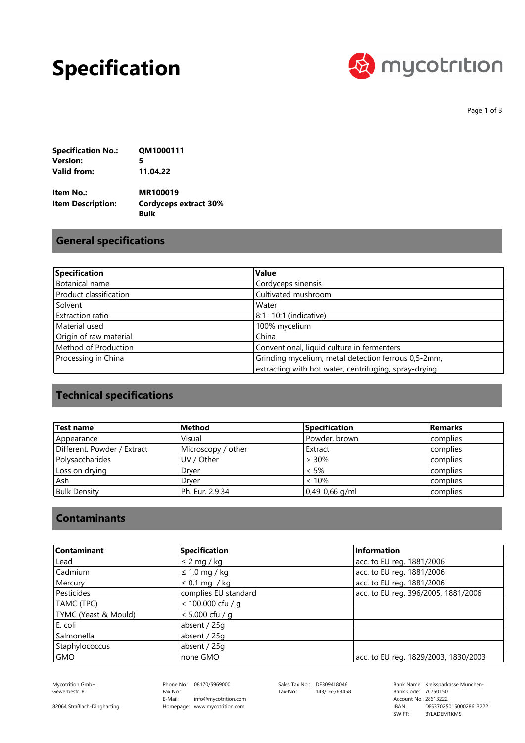# Specification

mycotrition

| | |
|---|---|
| **Specification No.:** | **QM1000111** |
| **Version:** | **5** |
| **Valid from:** | **11.04.22** |
| **Item No.:** | **MR100019** |
| **Item Description:** | **Cordyceps extract 30% Bulk** |

## General specifications

| Specification | Value |
|---|---|
| Botanical name | Cordyceps sinensis |
| Product classification | Cultivated mushroom |
| Solvent | Water |
| Extraction ratio | 8:1- 10:1 (indicative) |
| Material used | 100% mycelium |
| Origin of raw material | China |
| Method of Production | Conventional, liquid culture in fermenters |
| Processing in China | Grinding mycelium, metal detection ferrous 0,5-2mm, extracting with hot water, centrifuging, spray-drying |

## Technical specifications

| Test name | Method | Specification | Remarks |
|---|---|---|---|
| Appearance | Visual | Powder, brown | complies |
| Different. Powder / Extract | Microscopy / other | Extract | complies |
| Polysaccharides | UV / Other | > 30% | complies |
| Loss on drying | Dryer | < 5% | complies |
| Ash | Dryer | < 10% | complies |
| Bulk Density | Ph. Eur. 2.9.34 | 0,49-0,66 g/ml | complies |

## Contaminants

| Contaminant | Specification | Information |
|---|---|---|
| Lead | ≤ 2 mg / kg | acc. to EU reg. 1881/2006 |
| Cadmium | ≤ 1,0 mg / kg | acc. to EU reg. 1881/2006 |
| Mercury | ≤ 0,1 mg / kg | acc. to EU reg. 1881/2006 |
| Pesticides | complies EU standard | acc. to EU reg. 396/2005, 1881/2006 |
| TAMC (TPC) | < 100.000 cfu / g | |
| TYMC (Yeast & Mould) | < 5.000 cfu / g | |
| E. coli | absent / 25g | |
| Salmonella | absent / 25g | |
| Staphylococcus | absent / 25g | |
| GMO | none GMO | acc. to EU reg. 1829/2003, 1830/2003 |

Mycotrition GmbH
Gewerbestr. 8

82064 Straßlach-Dingharting

Phone No.: 08170/5969000
Fax No.:
E-Mail: info@mycotrition.com
Homepage: www.mycotrition.com

Sales Tax No.: DE309418046
Tax-No.: 143/165/63458

Bank Name: Kreissparkasse München-
Bank Code: 70250150
Account No.: 28613222
IBAN: DE53702501500028613222
SWIFT: BYLADEM1KMS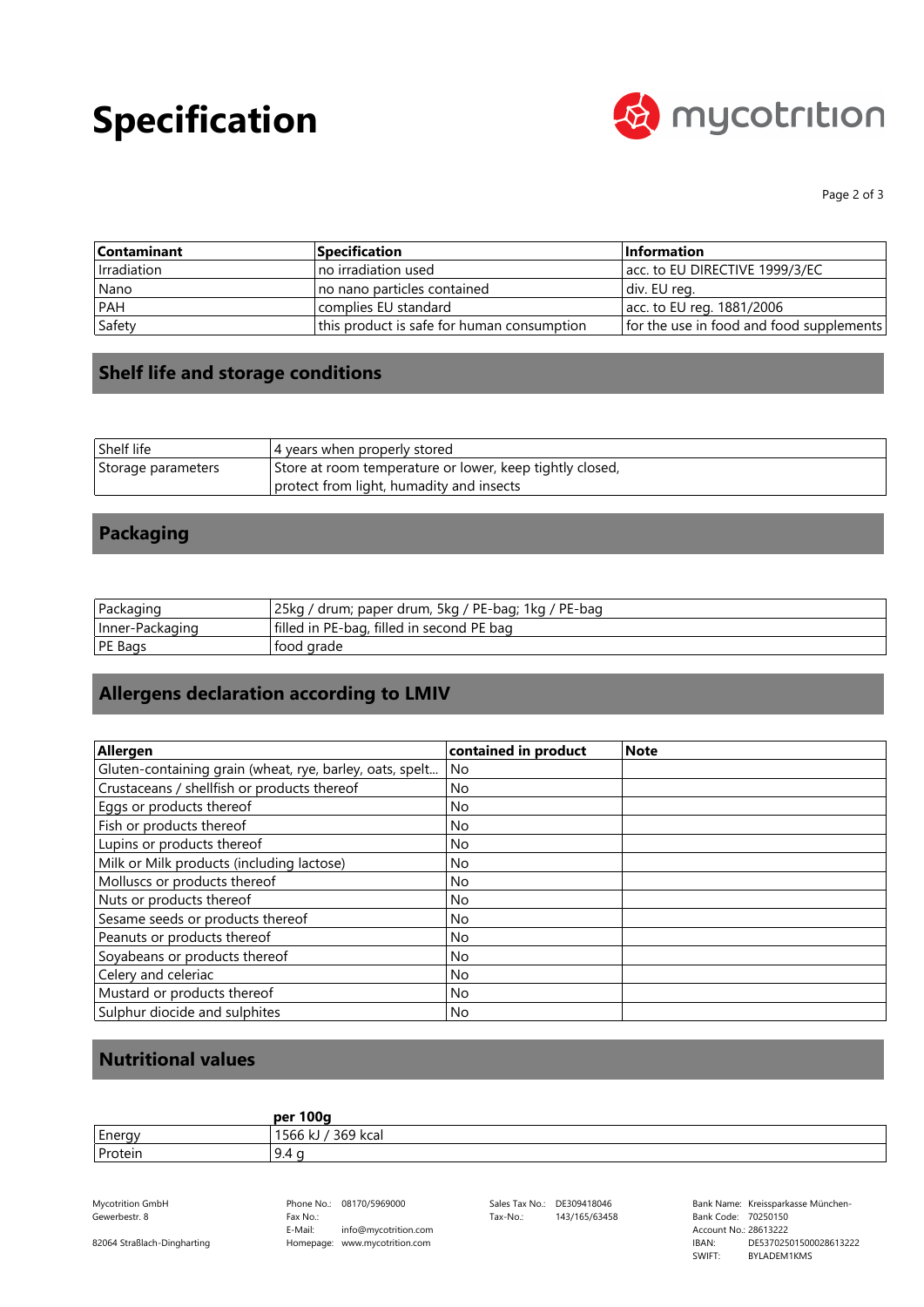| Contaminant | Specification | Information |
|---|---|---|
| Irradiation | no irradiation used | acc. to EU DIRECTIVE 1999/3/EC |
| Nano | no nano particles contained | div. EU reg. |
| PAH | complies EU standard | acc. to EU reg. 1881/2006 |
| Safety | this product is safe for human consumption | for the use in food and food supplements |

## Shelf life and storage conditions

| | |
|---|---|
| Shelf life | 4 years when properly stored |
| Storage parameters | Store at room temperature or lower, keep tightly closed, protect from light, humadity and insects |

## Packaging

| | |
|---|---|
| Packaging | 25kg / drum; paper drum, 5kg / PE-bag; 1kg / PE-bag |
| Inner-Packaging | filled in PE-bag, filled in second PE bag |
| PE Bags | food grade |

## Allergens declaration according to LMIV

| Allergen | contained in product | Note |
|---|---|---|
| Gluten-containing grain (wheat, rye, barley, oats, spelt... | No | |
| Crustaceans / shellfish or products thereof | No | |
| Eggs or products thereof | No | |
| Fish or products thereof | No | |
| Lupins or products thereof | No | |
| Milk or Milk products (including lactose) | No | |
| Molluscs or products thereof | No | |
| Nuts or products thereof | No | |
| Sesame seeds or products thereof | No | |
| Peanuts or products thereof | No | |
| Soyabeans or products thereof | No | |
| Celery and celeriac | No | |
| Mustard or products thereof | No | |
| Sulphur diocide and sulphites | No | |

## Nutritional values

| | per 100g |
|---|---|
| Energy | 1566 kJ / 369 kcal |
| Protein | 9.4 g |

Mycotrition GmbH
Gewerbestr. 8
82064 Straßlach-Dingharting

Phone No.: 08170/5969000
Fax No.:
E-Mail: info@mycotrition.com
Homepage: www.mycotrition.com

Sales Tax No.: DE309418046
Tax-No.: 143/165/63458

Bank Name: Kreissparkasse München-
Bank Code: 70250150
Account No.: 28613222
IBAN: DE53702501500028613222
SWIFT: BYLADEM1KMS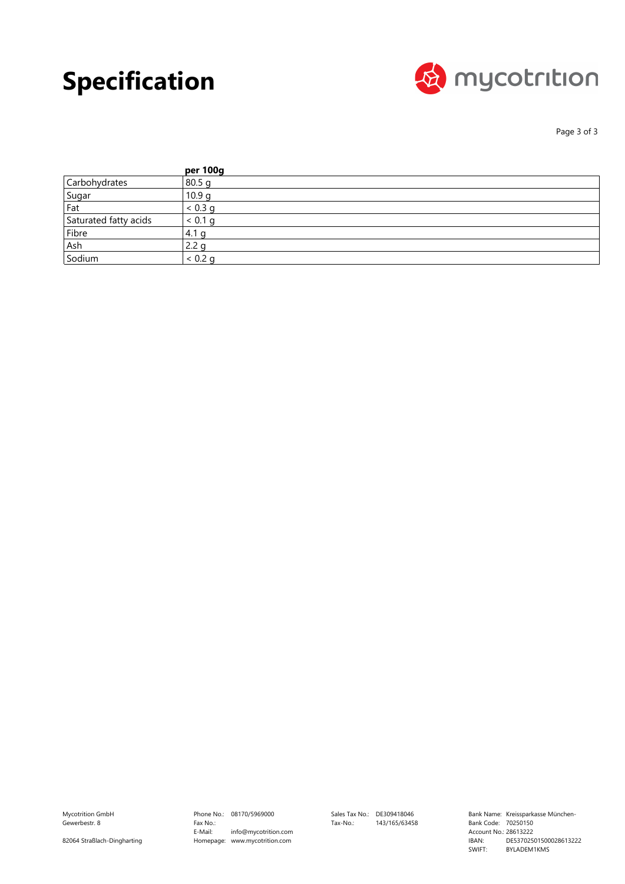# Specification

| | per 100g |
|---|---|
| Carbohydrates | 80.5 g |
| Sugar | 10.9 g |
| Fat | < 0.3 g |
| Saturated fatty acids | < 0.1 g |
| Fibre | 4.1 g |
| Ash | 2.2 g |
| Sodium | < 0.2 g |

Mycotrition GmbH
Gewerbestr. 8

82064 Straßlach-Dingharting

Phone No.: 08170/5969000
Fax No.:
E-Mail: info@mycotrition.com
Homepage: www.mycotrition.com

Sales Tax No.: DE309418046
Tax-No.: 143/165/63458

Bank Name: Kreissparkasse München-
Bank Code: 70250150
Account No.: 28613222
IBAN: DE53702501500028613222
SWIFT: BYLADEM1KMS